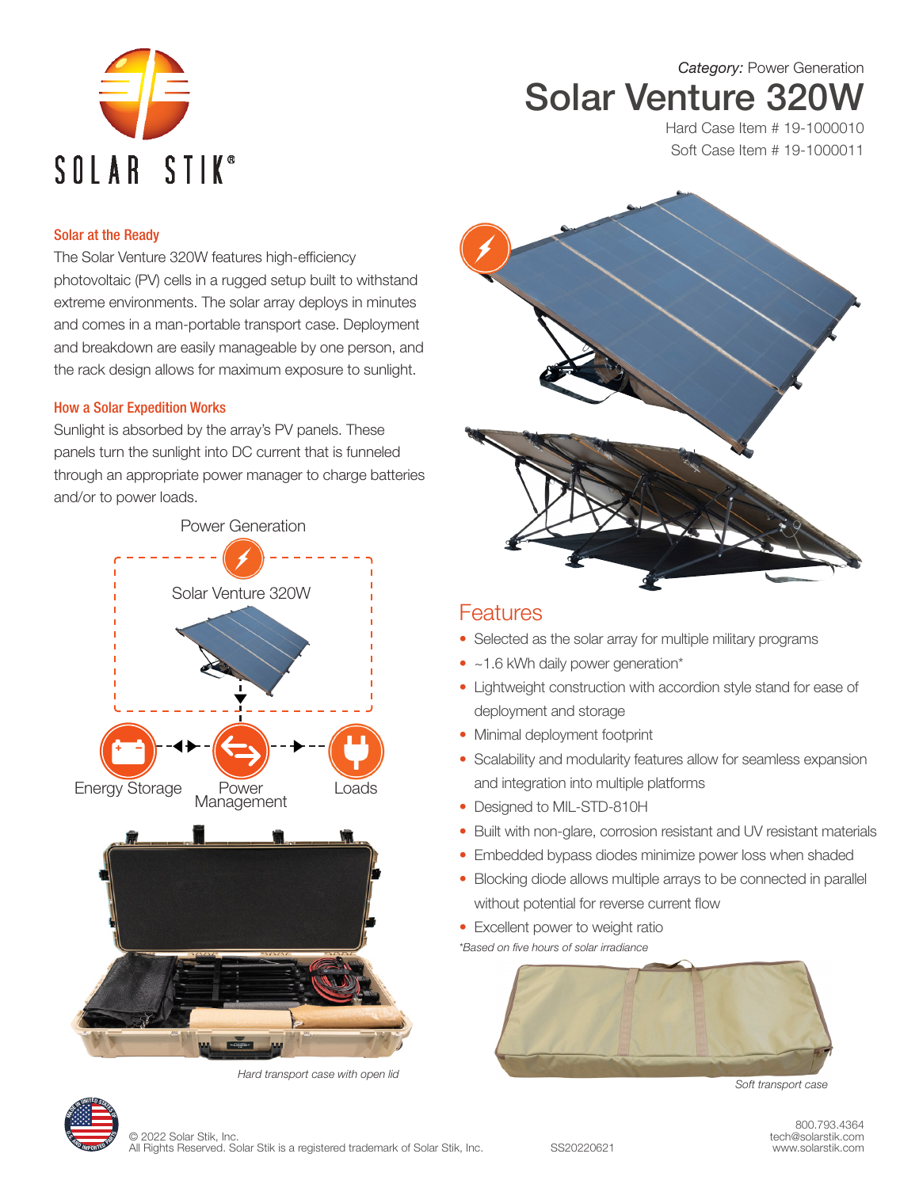SOLAR STIK®

*Category:* Power Generation

# Solar Venture 320W

Hard Case Item # 19-1000010
Soft Case Item # 19-1000011

## Solar at the Ready

The Solar Venture 320W features high-efficiency photovoltaic (PV) cells in a rugged setup built to withstand extreme environments. The solar array deploys in minutes and comes in a man-portable transport case. Deployment and breakdown are easily manageable by one person, and the rack design allows for maximum exposure to sunlight.

## How a Solar Expedition Works

Sunlight is absorbed by the array's PV panels. These panels turn the sunlight into DC current that is funneled through an appropriate power manager to charge batteries and/or to power loads.

Power Generation

Solar Venture 320W

Energy Storage — Power Management — Loads

*Hard transport case with open lid*

## Features

- Selected as the solar array for multiple military programs
- ~1.6 kWh daily power generation*
- Lightweight construction with accordion style stand for ease of deployment and storage
- Minimal deployment footprint
- Scalability and modularity features allow for seamless expansion and integration into multiple platforms
- Designed to MIL-STD-810H
- Built with non-glare, corrosion resistant and UV resistant materials
- Embedded bypass diodes minimize power loss when shaded
- Blocking diode allows multiple arrays to be connected in parallel without potential for reverse current flow
- Excellent power to weight ratio

*\*Based on five hours of solar irradiance*

*Soft transport case*

© 2022 Solar Stik, Inc.
All Rights Reserved. Solar Stik is a registered trademark of Solar Stik, Inc.

SS20220621

800.793.4364
tech@solarstik.com
www.solarstik.com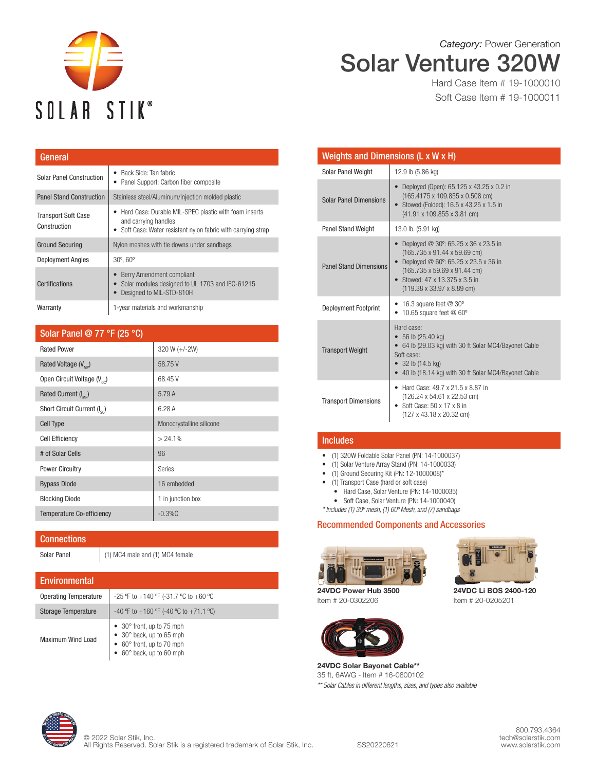SOLAR STIK®

*Category:* Power Generation

# Solar Venture 320W

Hard Case Item # 19-1000010

Soft Case Item # 19-1000011

## General

| | |
|---|---|
| Solar Panel Construction | • Back Side: Tan fabric<br>• Panel Support: Carbon fiber composite |
| Panel Stand Construction | Stainless steel/Aluminum/Injection molded plastic |
| Transport Soft Case Construction | • Hard Case: Durable MIL-SPEC plastic with foam inserts and carrying handles<br>• Soft Case: Water resistant nylon fabric with carrying strap |
| Ground Securing | Nylon meshes with tie downs under sandbags |
| Deployment Angles | 30º, 60º |
| Certifications | • Berry Amendment compliant<br>• Solar modules designed to UL 1703 and IEC-61215<br>• Designed to MIL-STD-810H |
| Warranty | 1-year materials and workmanship |

## Solar Panel @ 77 °F (25 °C)

| | |
|---|---|
| Rated Power | 320 W (+/-2W) |
| Rated Voltage ($V_{MP}$) | 58.75 V |
| Open Circuit Voltage ($V_{OC}$) | 68.45 V |
| Rated Current ($I_{MP}$) | 5.79 A |
| Short Circuit Current ($I_{SC}$) | 6.28 A |
| Cell Type | Monocrystalline silicone |
| Cell Efficiency | > 24.1% |
| # of Solar Cells | 96 |
| Power Circuitry | Series |
| Bypass Diode | 16 embedded |
| Blocking Diode | 1 in junction box |
| Temperature Co-efficiency | -0.3%C |

## Connections

| | |
|---|---|
| Solar Panel | (1) MC4 male and (1) MC4 female |

## Environmental

| | |
|---|---|
| Operating Temperature | -25 ºF to +140 ºF (-31.7 ºC to +60 ºC |
| Storage Temperature | -40 ºF to +160 ºF (-40 ºC to +71.1 ºC) |
| Maximum Wind Load | • 30° front, up to 75 mph<br>• 30° back, up to 65 mph<br>• 60° front, up to 70 mph<br>• 60° back, up to 60 mph |

## Weights and Dimensions (L x W x H)

| | |
|---|---|
| Solar Panel Weight | 12.9 lb (5.86 kg) |
| Solar Panel Dimensions | • Deployed (Open): 65.125 x 43.25 x 0.2 in (165.4175 x 109.855 x 0.508 cm)<br>• Stowed (Folded): 16.5 x 43.25 x 1.5 in (41.91 x 109.855 x 3.81 cm) |
| Panel Stand Weight | 13.0 lb. (5.91 kg) |
| Panel Stand Dimensions | • Deployed @ 30º: 65.25 x 36 x 23.5 in (165.735 x 91.44 x 59.69 cm)<br>• Deployed @ 60º: 65.25 x 23.5 x 36 in (165.735 x 59.69 x 91.44 cm)<br>• Stowed: 47 x 13.375 x 3.5 in (119.38 x 33.97 x 8.89 cm) |
| Deployment Footprint | • 16.3 square feet @ 30º<br>• 10.65 square feet @ 60º |
| Transport Weight | Hard case:<br>• 56 lb (25.40 kg)<br>• 64 lb (29.03 kg) with 30 ft Solar MC4/Bayonet Cable<br>Soft case:<br>• 32 lb (14.5 kg)<br>• 40 lb (18.14 kg) with 30 ft Solar MC4/Bayonet Cable |
| Transport Dimensions | • Hard Case: 49.7 x 21.5 x 8.87 in (126.24 x 54.61 x 22.53 cm)<br>• Soft Case: 50 x 17 x 8 in (127 x 43.18 x 20.32 cm) |

## Includes

- (1) 320W Foldable Solar Panel (PN: 14-1000037)
- (1) Solar Venture Array Stand (PN: 14-1000033)
- (1) Ground Securing Kit (PN: 12-1000008)*
- (1) Transport Case (hard or soft case)
  - Hard Case, Solar Venture (PN: 14-1000035)
  - Soft Case, Solar Venture (PN: 14-1000040)

*\* Includes (1) 30º mesh, (1) 60º Mesh, and (7) sandbags*

## Recommended Components and Accessories

**24VDC Power Hub 3500**
Item # 20-0302206

**24VDC Li BOS 2400-120**
Item # 20-0205201

**24VDC Solar Bayonet Cable\*\***
35 ft, 6AWG - Item # 16-0800102

*\*\* Solar Cables in different lengths, sizes, and types also available*

© 2022 Solar Stik, Inc.
All Rights Reserved. Solar Stik is a registered trademark of Solar Stik, Inc.

SS20220621

800.793.4364
tech@solarstik.com
www.solarstik.com